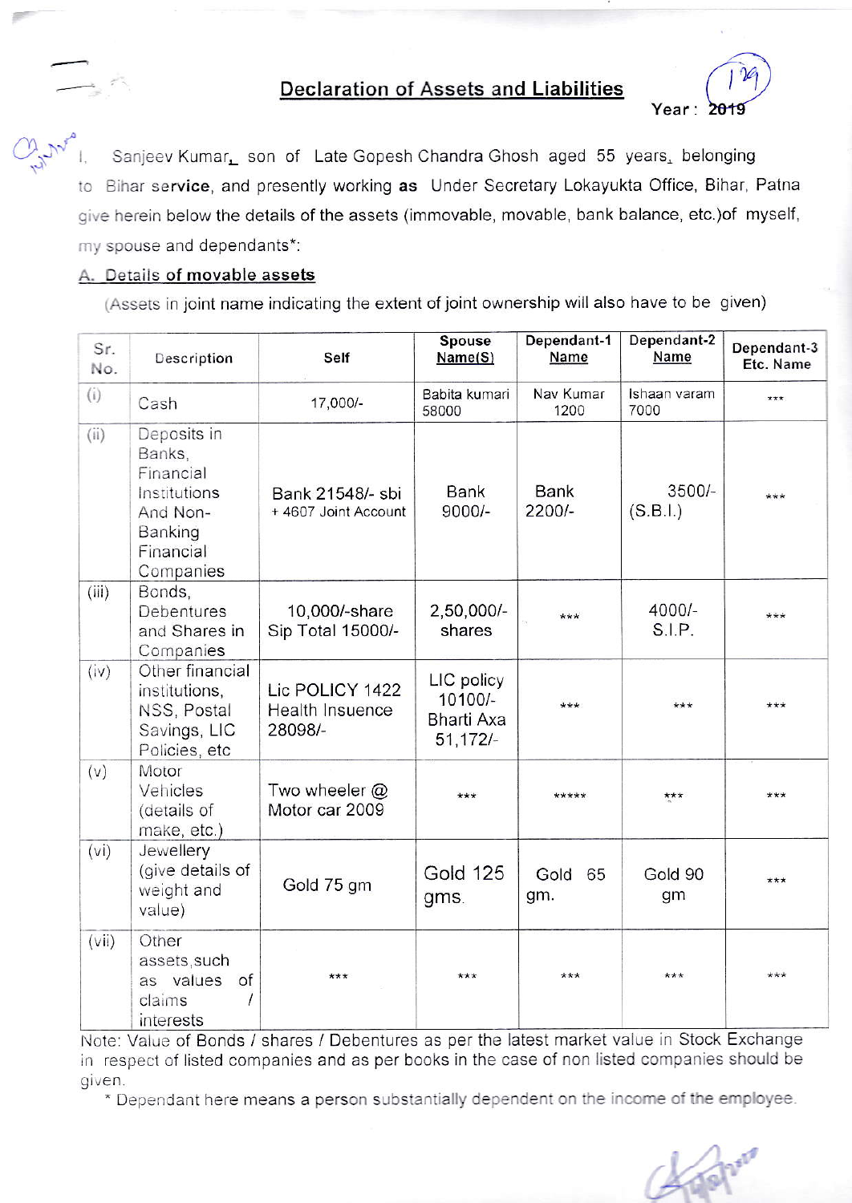## Declaration of Assets and Liabilities

Year : 2019

I, Sanjeev Kumar, son of Late Gopesh Chandra Ghosh aged 55 years, belonging to Bihar service, and presently working as Under Secretary Lokayukta Office, Bihar, Patna give herein below the details of the assets (immovable, movable, bank balance, etc.)of myself, my spouse and dependants*:

### A. Details of movable assets

(Assets in joint name indicating the extent of joint ownership will also have to be given)

| Sr. No. | Description | Self | Spouse Name(S) | Dependant-1 Name | Dependant-2 Name | Dependant-3 Etc. Name |
|---|---|---|---|---|---|---|
| (i) | Cash | 17,000/- | Babita kumari 58000 | Nav Kumar 1200 | Ishaan varam 7000 | *** |
| (ii) | Deposits in Banks, Financial Institutions And Non-Banking Financial Companies | Bank 21548/- sbi + 4607 Joint Account | Bank 9000/- | Bank 2200/- | 3500/- (S.B.I.) | *** |
| (iii) | Bonds, Debentures and Shares in Companies | 10,000/-share Sip Total 15000/- | 2,50,000/- shares | *** | 4000/- S.I.P. | *** |
| (iv) | Other financial institutions, NSS, Postal Savings, LIC Policies, etc | Lic POLICY 1422 Health Insuence 28098/- | LIC policy 10100/- Bharti Axa 51,172/- | *** | *** | *** |
| (v) | Motor Vehicles (details of make, etc.) | Two wheeler @ Motor car 2009 | *** | ***** | *** | *** |
| (vi) | Jewellery (give details of weight and value) | Gold 75 gm | Gold 125 gms. | Gold 65 gm. | Gold 90 gm | *** |
| (vii) | Other assets,such as values of claims / interests | *** | *** | *** | *** | *** |

Note: Value of Bonds / shares / Debentures as per the latest market value in Stock Exchange in respect of listed companies and as per books in the case of non listed companies should be given.

\* Dependant here means a person substantially dependent on the income of the employee.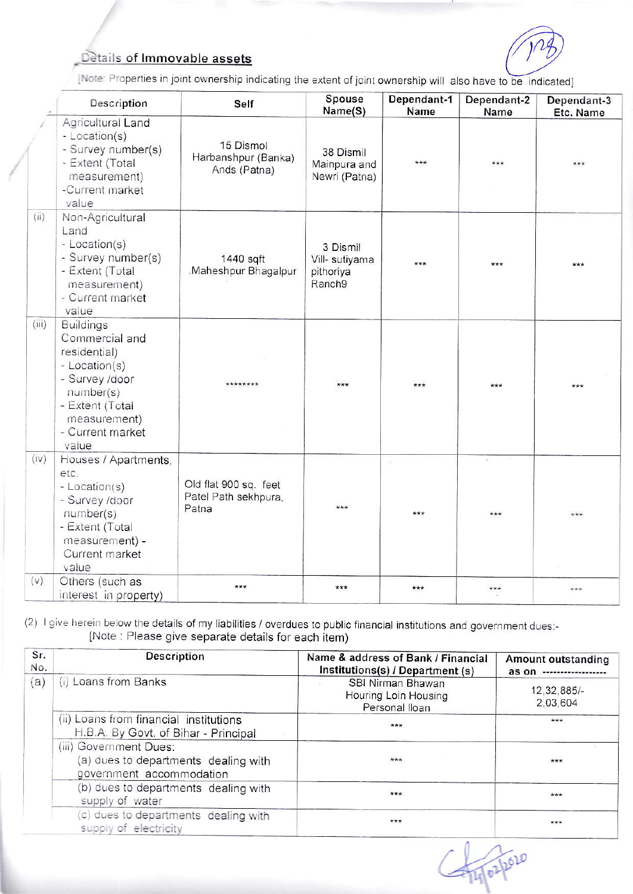## Details of Immovable assets

[Note: Properties in joint ownership indicating the extent of joint ownership will also have to be indicated]

| | Description | Self | Spouse Name(S) | Dependant-1 Name | Dependant-2 Name | Dependant-3 Etc. Name |
|---|---|---|---|---|---|---|
| | Agricultural Land - Location(s) - Survey number(s) - Extent (Total measurement) -Current market value | 15 Dismol Harbanshpur (Banka) Ands (Patna) | 38 Dismil Mainpura and Newri (Patna) | *** | *** | *** |
| (ii) | Non-Agricultural Land - Location(s) - Survey number(s) - Extent (Total measurement) - Current market value | 1440 sqft .Maheshpur Bhagalpur | 3 Dismil Vill- sutiyama pithoriya Ranch9 | *** | *** | *** |
| (iii) | Buildings Commercial and residential) - Location(s) - Survey /door number(s) - Extent (Total measurement) - Current market value | ******** | *** | *** | *** | *** |
| (iv) | Houses / Apartments, etc. - Location(s) - Survey /door number(s) - Extent (Total measurement) - Current market value | Old flat 900 sq. feet Patel Path sekhpura, Patna | *** | *** | *** | *** |
| (v) | Others (such as interest in property) | *** | *** | *** | *** | *** |

(2) I give herein below the details of my liabilities / overdues to public financial institutions and government dues:-
[Note : Please give separate details for each item)

| Sr. No. | Description | Name & address of Bank / Financial Institutions(s) / Department (s) | Amount outstanding as on ----------------- |
|---|---|---|---|
| (a) | (i) Loans from Banks | SBI Nirman Bhawan Houring Loin Housing Personal lloan | 12,32,885/- 2,03,604 |
| | (ii) Loans from financial institutions H.B.A. By Govt. of Bihar - Principal | *** | *** |
| | (iii) Government Dues: (a) dues to departments dealing with government accommodation | *** | *** |
| | (b) dues to departments dealing with supply of water | *** | *** |
| | (c) dues to departments dealing with supply of electricity | *** | *** |

14/02/2020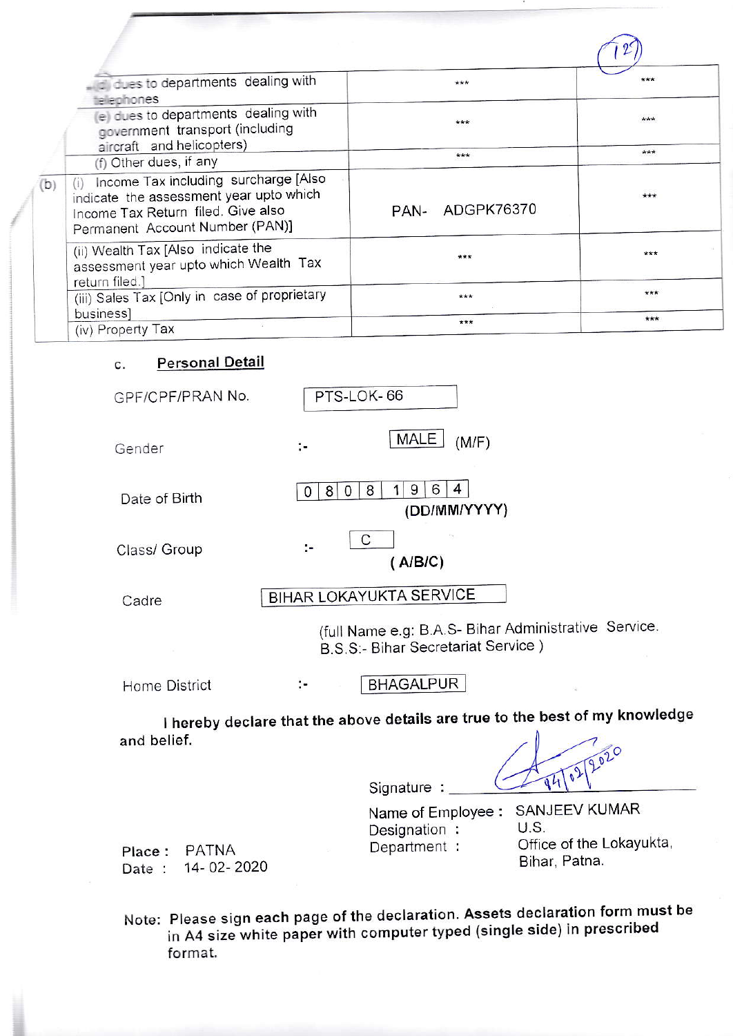| | | | |
|---|---|---|---|
| | (d) dues to departments dealing with telephones | *** | *** |
| | (e) dues to departments dealing with government transport (including aircraft and helicopters) | *** | *** |
| | (f) Other dues, if any | *** | *** |
| (b) | (i) Income Tax including surcharge [Also indicate the assessment year upto which Income Tax Return filed. Give also Permanent Account Number (PAN)] | PAN- ADGPK76370 | *** |
| | (ii) Wealth Tax [Also indicate the assessment year upto which Wealth Tax return filed.] | *** | *** |
| | (iii) Sales Tax [Only in case of proprietary business] | *** | *** |
| | (iv) Property Tax | *** | *** |

c. **Personal Detail**

GPF/CPF/PRAN No. PTS-LOK- 66

Gender :- MALE (M/F)

Date of Birth 0 8 0 8 1 9 6 4 (DD/MM/YYYY)

Class/ Group :- C (A/B/C)

Cadre BIHAR LOKAYUKTA SERVICE

(full Name e.g: B.A.S- Bihar Administrative Service. B.S.S:- Bihar Secretariat Service )

Home District :- BHAGALPUR

**I hereby declare that the above details are true to the best of my knowledge and belief.**

Signature : 14/02/2020

Name of Employee : SANJEEV KUMAR
Designation : U.S.
Department : Office of the Lokayukta, Bihar, Patna.

Place : PATNA
Date : 14- 02- 2020

Note: Please sign **each** page of the declaration. **Assets declaration form must be in A4 size white paper with computer typed (single side) in prescribed format.**